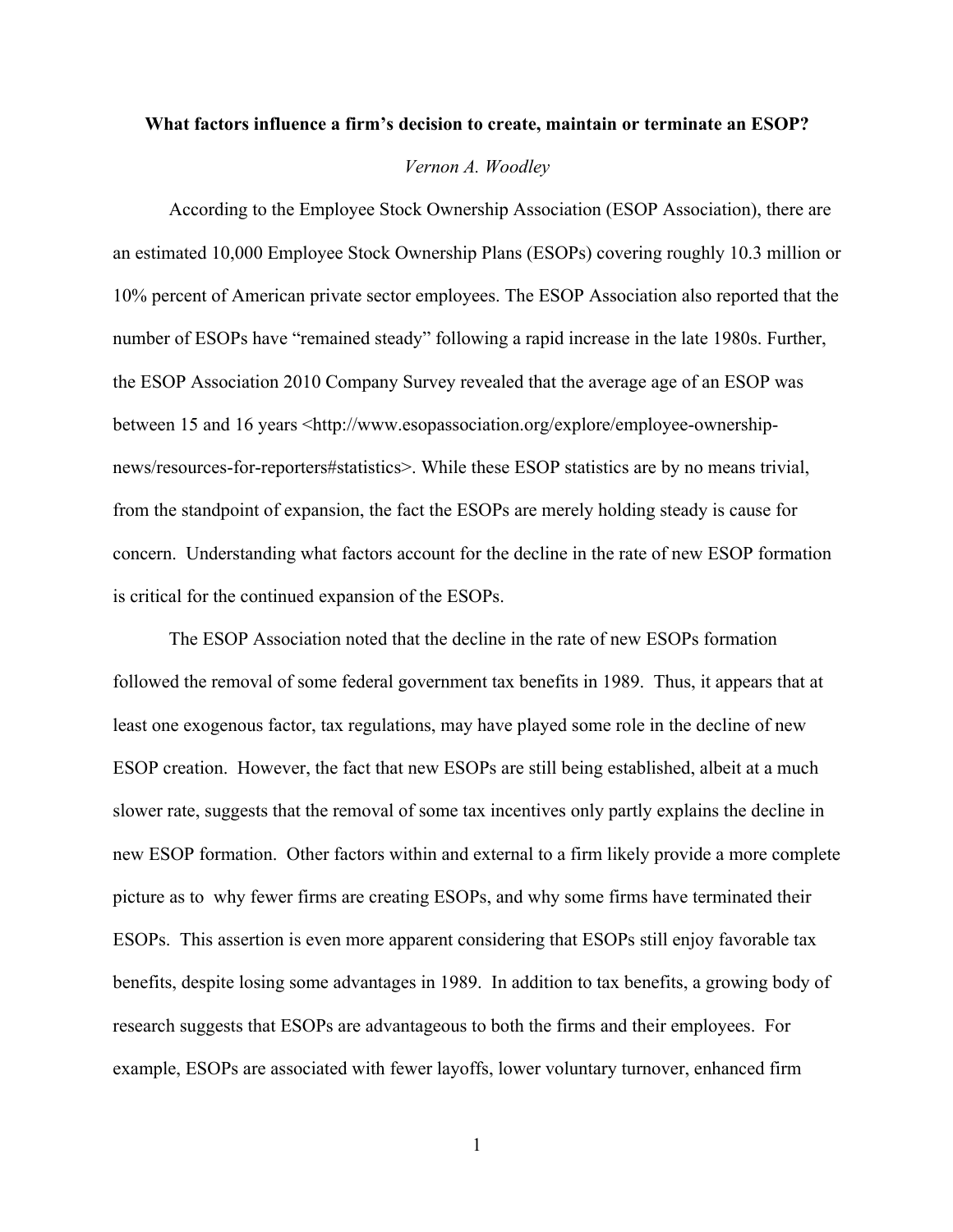**What factors influence a firm's decision to create, maintain or terminate an ESOP?**

*Vernon A. Woodley*

According to the Employee Stock Ownership Association (ESOP Association), there are an estimated 10,000 Employee Stock Ownership Plans (ESOPs) covering roughly 10.3 million or 10% percent of American private sector employees. The ESOP Association also reported that the number of ESOPs have "remained steady" following a rapid increase in the late 1980s. Further, the ESOP Association 2010 Company Survey revealed that the average age of an ESOP was between 15 and 16 years <http://www.esopassociation.org/explore/employee-ownership-news/resources-for-reporters#statistics>. While these ESOP statistics are by no means trivial, from the standpoint of expansion, the fact the ESOPs are merely holding steady is cause for concern. Understanding what factors account for the decline in the rate of new ESOP formation is critical for the continued expansion of the ESOPs.

The ESOP Association noted that the decline in the rate of new ESOPs formation followed the removal of some federal government tax benefits in 1989. Thus, it appears that at least one exogenous factor, tax regulations, may have played some role in the decline of new ESOP creation. However, the fact that new ESOPs are still being established, albeit at a much slower rate, suggests that the removal of some tax incentives only partly explains the decline in new ESOP formation. Other factors within and external to a firm likely provide a more complete picture as to why fewer firms are creating ESOPs, and why some firms have terminated their ESOPs. This assertion is even more apparent considering that ESOPs still enjoy favorable tax benefits, despite losing some advantages in 1989. In addition to tax benefits, a growing body of research suggests that ESOPs are advantageous to both the firms and their employees. For example, ESOPs are associated with fewer layoffs, lower voluntary turnover, enhanced firm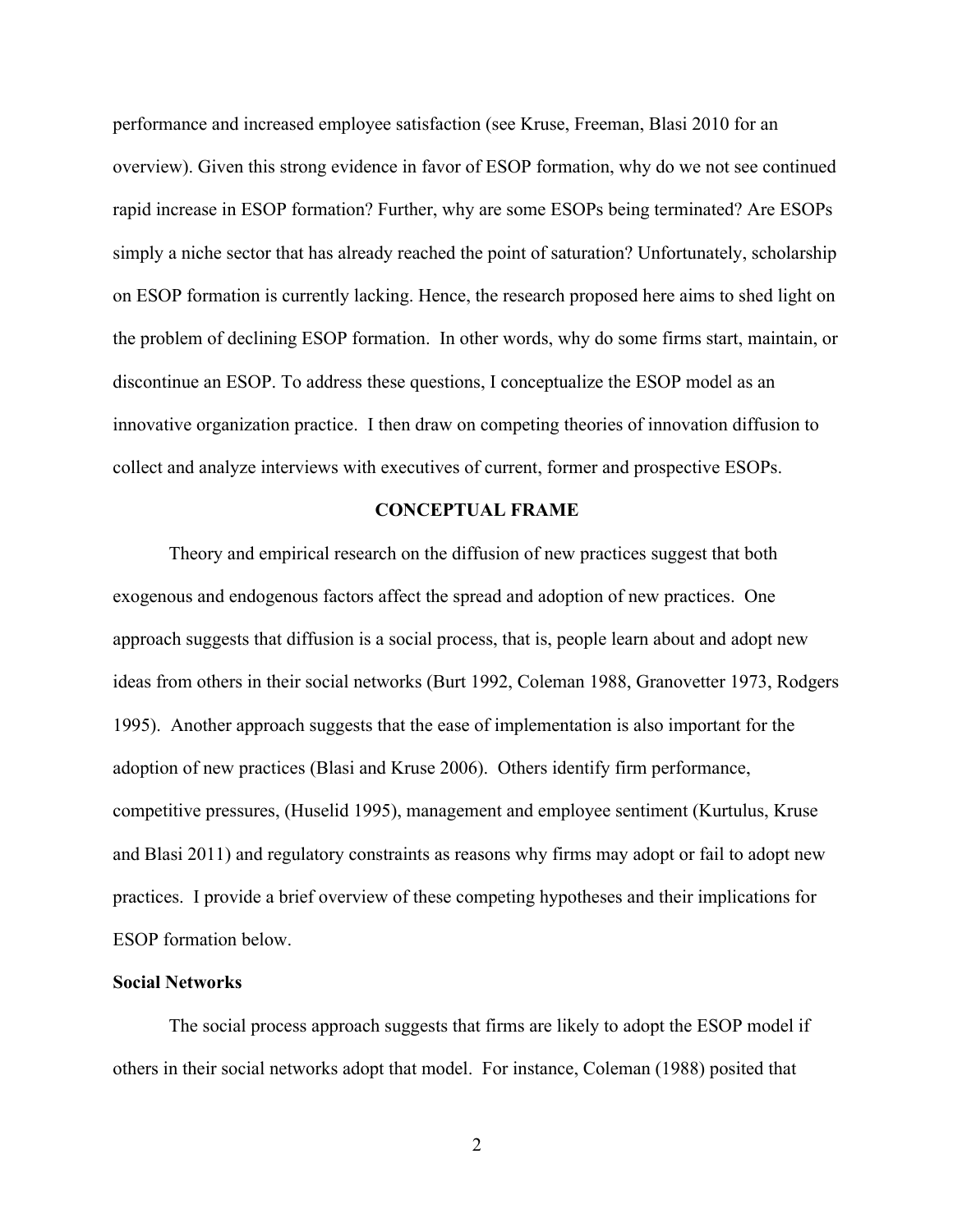performance and increased employee satisfaction (see Kruse, Freeman, Blasi 2010 for an overview). Given this strong evidence in favor of ESOP formation, why do we not see continued rapid increase in ESOP formation? Further, why are some ESOPs being terminated? Are ESOPs simply a niche sector that has already reached the point of saturation? Unfortunately, scholarship on ESOP formation is currently lacking. Hence, the research proposed here aims to shed light on the problem of declining ESOP formation. In other words, why do some firms start, maintain, or discontinue an ESOP. To address these questions, I conceptualize the ESOP model as an innovative organization practice. I then draw on competing theories of innovation diffusion to collect and analyze interviews with executives of current, former and prospective ESOPs.

## CONCEPTUAL FRAME

Theory and empirical research on the diffusion of new practices suggest that both exogenous and endogenous factors affect the spread and adoption of new practices. One approach suggests that diffusion is a social process, that is, people learn about and adopt new ideas from others in their social networks (Burt 1992, Coleman 1988, Granovetter 1973, Rodgers 1995). Another approach suggests that the ease of implementation is also important for the adoption of new practices (Blasi and Kruse 2006). Others identify firm performance, competitive pressures, (Huselid 1995), management and employee sentiment (Kurtulus, Kruse and Blasi 2011) and regulatory constraints as reasons why firms may adopt or fail to adopt new practices. I provide a brief overview of these competing hypotheses and their implications for ESOP formation below.

### Social Networks

The social process approach suggests that firms are likely to adopt the ESOP model if others in their social networks adopt that model. For instance, Coleman (1988) posited that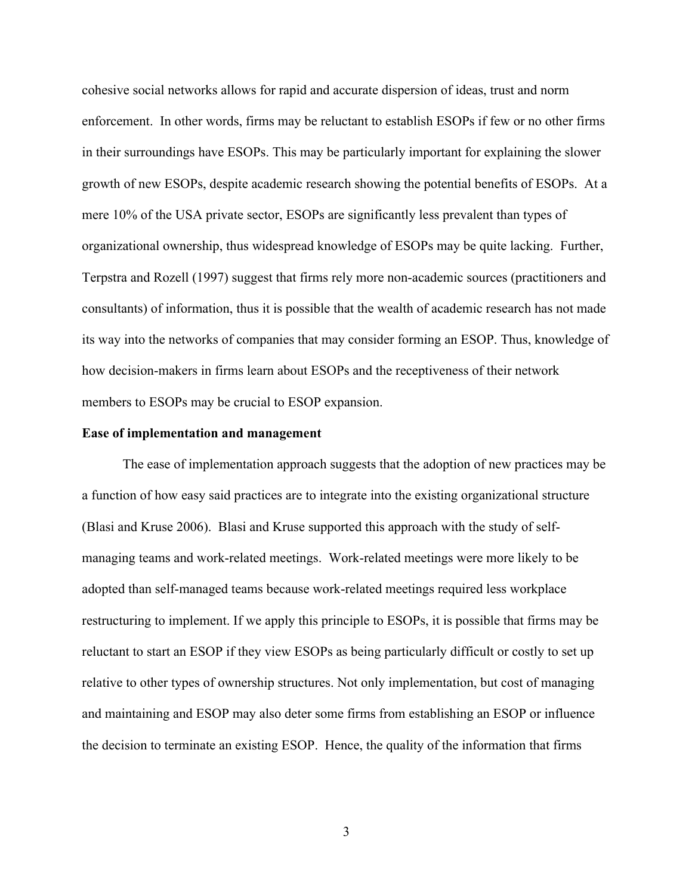cohesive social networks allows for rapid and accurate dispersion of ideas, trust and norm enforcement. In other words, firms may be reluctant to establish ESOPs if few or no other firms in their surroundings have ESOPs. This may be particularly important for explaining the slower growth of new ESOPs, despite academic research showing the potential benefits of ESOPs. At a mere 10% of the USA private sector, ESOPs are significantly less prevalent than types of organizational ownership, thus widespread knowledge of ESOPs may be quite lacking. Further, Terpstra and Rozell (1997) suggest that firms rely more non-academic sources (practitioners and consultants) of information, thus it is possible that the wealth of academic research has not made its way into the networks of companies that may consider forming an ESOP. Thus, knowledge of how decision-makers in firms learn about ESOPs and the receptiveness of their network members to ESOPs may be crucial to ESOP expansion.

**Ease of implementation and management**

The ease of implementation approach suggests that the adoption of new practices may be a function of how easy said practices are to integrate into the existing organizational structure (Blasi and Kruse 2006). Blasi and Kruse supported this approach with the study of self-managing teams and work-related meetings. Work-related meetings were more likely to be adopted than self-managed teams because work-related meetings required less workplace restructuring to implement. If we apply this principle to ESOPs, it is possible that firms may be reluctant to start an ESOP if they view ESOPs as being particularly difficult or costly to set up relative to other types of ownership structures. Not only implementation, but cost of managing and maintaining and ESOP may also deter some firms from establishing an ESOP or influence the decision to terminate an existing ESOP. Hence, the quality of the information that firms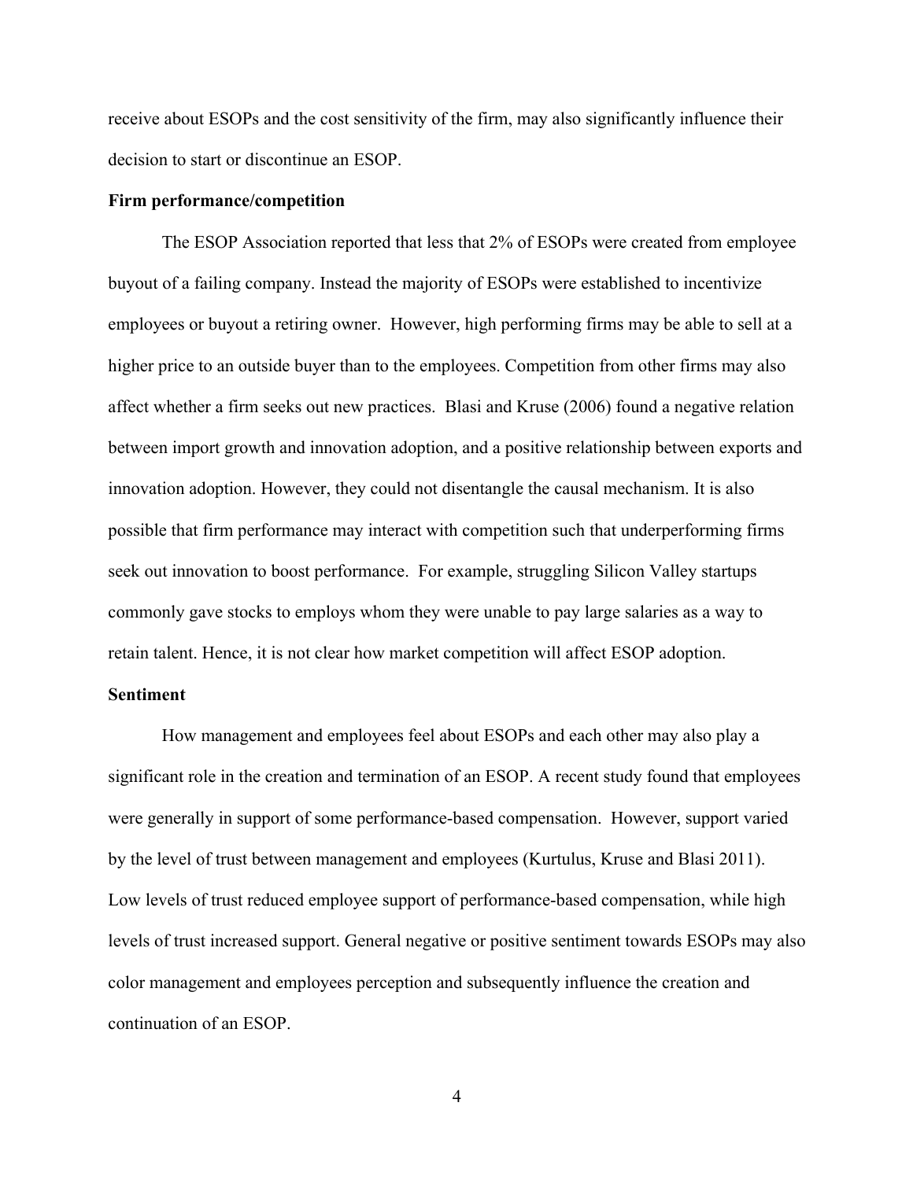receive about ESOPs and the cost sensitivity of the firm, may also significantly influence their decision to start or discontinue an ESOP.

**Firm performance/competition**

The ESOP Association reported that less that 2% of ESOPs were created from employee buyout of a failing company. Instead the majority of ESOPs were established to incentivize employees or buyout a retiring owner. However, high performing firms may be able to sell at a higher price to an outside buyer than to the employees. Competition from other firms may also affect whether a firm seeks out new practices. Blasi and Kruse (2006) found a negative relation between import growth and innovation adoption, and a positive relationship between exports and innovation adoption. However, they could not disentangle the causal mechanism. It is also possible that firm performance may interact with competition such that underperforming firms seek out innovation to boost performance. For example, struggling Silicon Valley startups commonly gave stocks to employs whom they were unable to pay large salaries as a way to retain talent. Hence, it is not clear how market competition will affect ESOP adoption.

**Sentiment**

How management and employees feel about ESOPs and each other may also play a significant role in the creation and termination of an ESOP. A recent study found that employees were generally in support of some performance-based compensation. However, support varied by the level of trust between management and employees (Kurtulus, Kruse and Blasi 2011). Low levels of trust reduced employee support of performance-based compensation, while high levels of trust increased support. General negative or positive sentiment towards ESOPs may also color management and employees perception and subsequently influence the creation and continuation of an ESOP.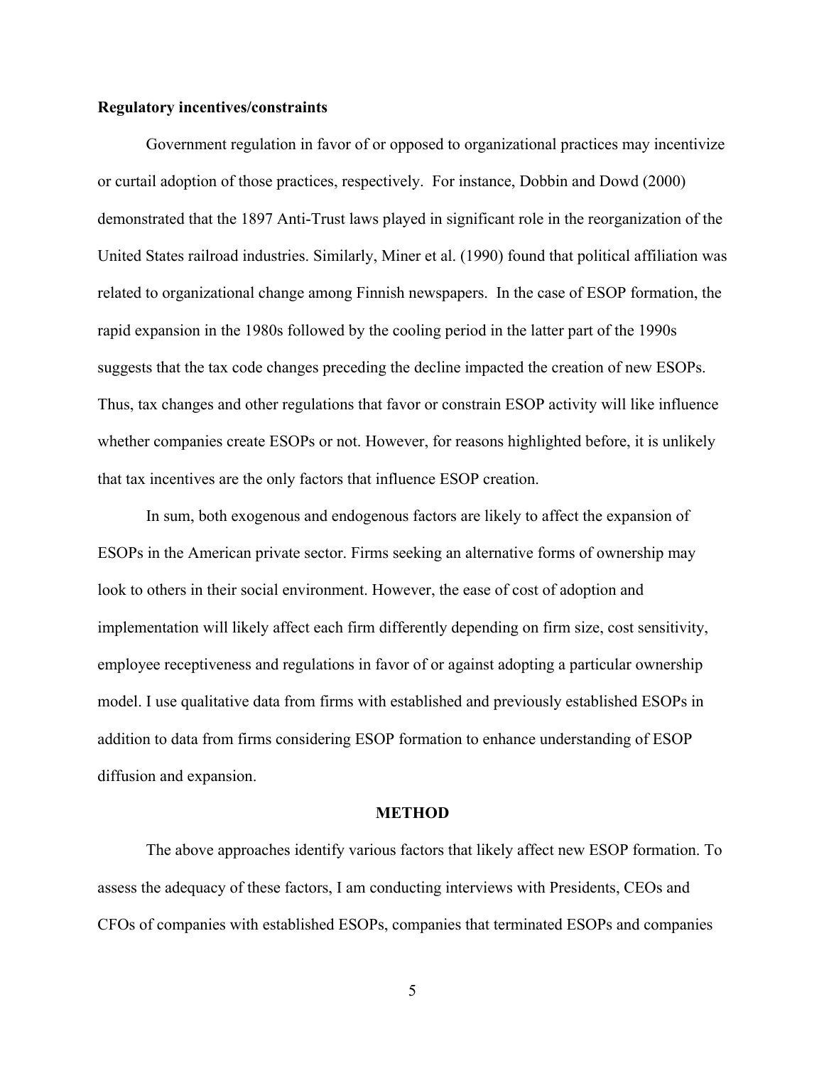**Regulatory incentives/constraints**

Government regulation in favor of or opposed to organizational practices may incentivize or curtail adoption of those practices, respectively. For instance, Dobbin and Dowd (2000) demonstrated that the 1897 Anti-Trust laws played in significant role in the reorganization of the United States railroad industries. Similarly, Miner et al. (1990) found that political affiliation was related to organizational change among Finnish newspapers. In the case of ESOP formation, the rapid expansion in the 1980s followed by the cooling period in the latter part of the 1990s suggests that the tax code changes preceding the decline impacted the creation of new ESOPs. Thus, tax changes and other regulations that favor or constrain ESOP activity will like influence whether companies create ESOPs or not. However, for reasons highlighted before, it is unlikely that tax incentives are the only factors that influence ESOP creation.

In sum, both exogenous and endogenous factors are likely to affect the expansion of ESOPs in the American private sector. Firms seeking an alternative forms of ownership may look to others in their social environment. However, the ease of cost of adoption and implementation will likely affect each firm differently depending on firm size, cost sensitivity, employee receptiveness and regulations in favor of or against adopting a particular ownership model. I use qualitative data from firms with established and previously established ESOPs in addition to data from firms considering ESOP formation to enhance understanding of ESOP diffusion and expansion.

## METHOD

The above approaches identify various factors that likely affect new ESOP formation. To assess the adequacy of these factors, I am conducting interviews with Presidents, CEOs and CFOs of companies with established ESOPs, companies that terminated ESOPs and companies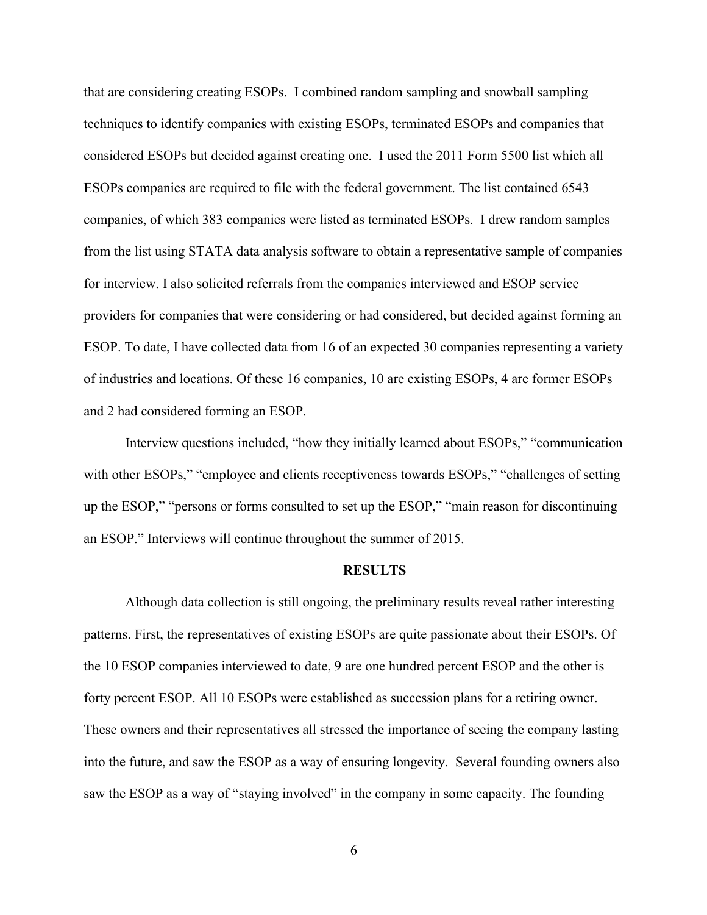that are considering creating ESOPs. I combined random sampling and snowball sampling techniques to identify companies with existing ESOPs, terminated ESOPs and companies that considered ESOPs but decided against creating one. I used the 2011 Form 5500 list which all ESOPs companies are required to file with the federal government. The list contained 6543 companies, of which 383 companies were listed as terminated ESOPs. I drew random samples from the list using STATA data analysis software to obtain a representative sample of companies for interview. I also solicited referrals from the companies interviewed and ESOP service providers for companies that were considering or had considered, but decided against forming an ESOP. To date, I have collected data from 16 of an expected 30 companies representing a variety of industries and locations. Of these 16 companies, 10 are existing ESOPs, 4 are former ESOPs and 2 had considered forming an ESOP.

Interview questions included, "how they initially learned about ESOPs," "communication with other ESOPs," "employee and clients receptiveness towards ESOPs," "challenges of setting up the ESOP," "persons or forms consulted to set up the ESOP," "main reason for discontinuing an ESOP." Interviews will continue throughout the summer of 2015.

## RESULTS

Although data collection is still ongoing, the preliminary results reveal rather interesting patterns. First, the representatives of existing ESOPs are quite passionate about their ESOPs. Of the 10 ESOP companies interviewed to date, 9 are one hundred percent ESOP and the other is forty percent ESOP. All 10 ESOPs were established as succession plans for a retiring owner. These owners and their representatives all stressed the importance of seeing the company lasting into the future, and saw the ESOP as a way of ensuring longevity. Several founding owners also saw the ESOP as a way of "staying involved" in the company in some capacity. The founding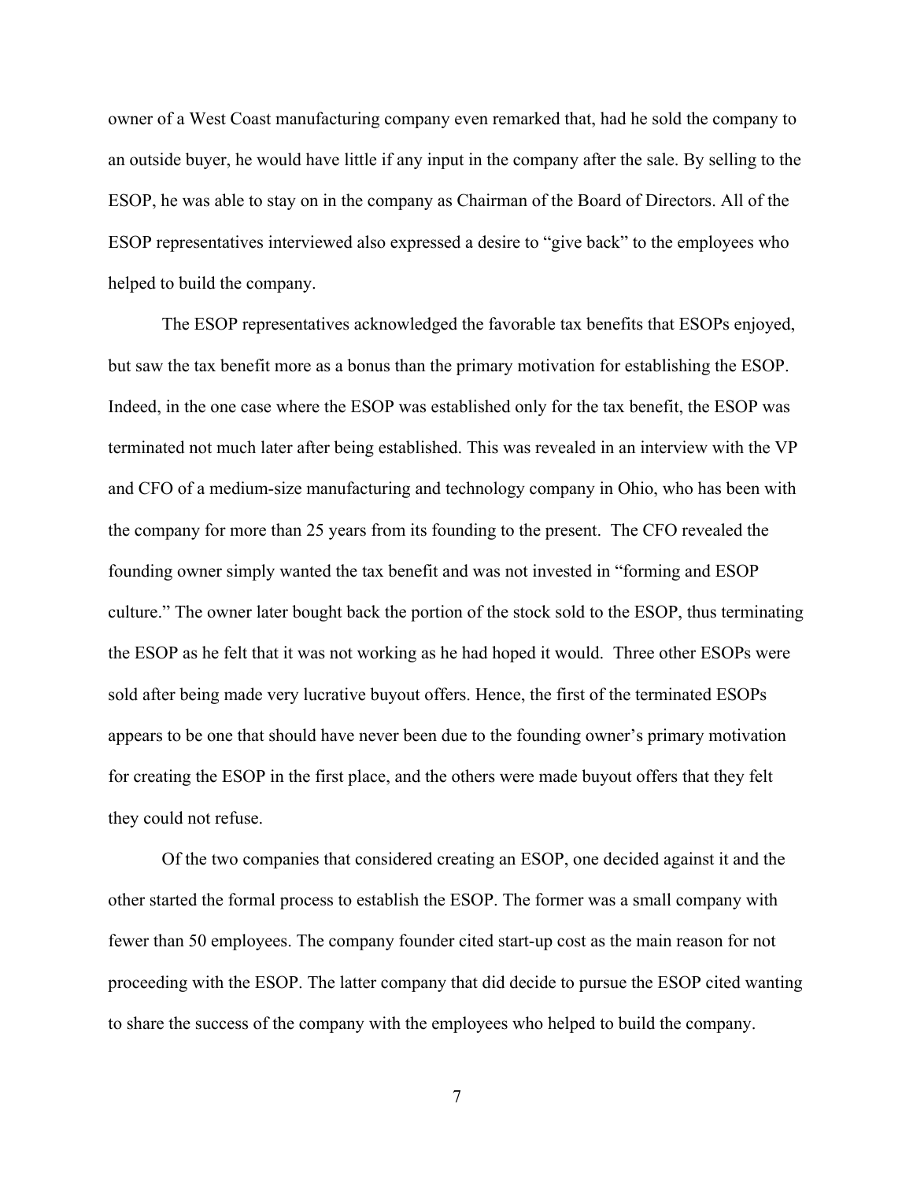owner of a West Coast manufacturing company even remarked that, had he sold the company to an outside buyer, he would have little if any input in the company after the sale. By selling to the ESOP, he was able to stay on in the company as Chairman of the Board of Directors. All of the ESOP representatives interviewed also expressed a desire to "give back" to the employees who helped to build the company.

The ESOP representatives acknowledged the favorable tax benefits that ESOPs enjoyed, but saw the tax benefit more as a bonus than the primary motivation for establishing the ESOP. Indeed, in the one case where the ESOP was established only for the tax benefit, the ESOP was terminated not much later after being established. This was revealed in an interview with the VP and CFO of a medium-size manufacturing and technology company in Ohio, who has been with the company for more than 25 years from its founding to the present. The CFO revealed the founding owner simply wanted the tax benefit and was not invested in "forming and ESOP culture." The owner later bought back the portion of the stock sold to the ESOP, thus terminating the ESOP as he felt that it was not working as he had hoped it would. Three other ESOPs were sold after being made very lucrative buyout offers. Hence, the first of the terminated ESOPs appears to be one that should have never been due to the founding owner's primary motivation for creating the ESOP in the first place, and the others were made buyout offers that they felt they could not refuse.

Of the two companies that considered creating an ESOP, one decided against it and the other started the formal process to establish the ESOP. The former was a small company with fewer than 50 employees. The company founder cited start-up cost as the main reason for not proceeding with the ESOP. The latter company that did decide to pursue the ESOP cited wanting to share the success of the company with the employees who helped to build the company.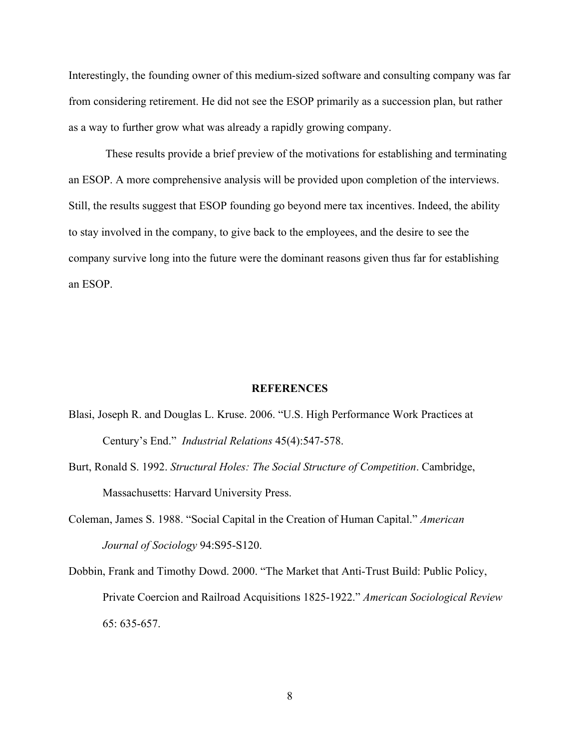Interestingly, the founding owner of this medium-sized software and consulting company was far from considering retirement. He did not see the ESOP primarily as a succession plan, but rather as a way to further grow what was already a rapidly growing company.

These results provide a brief preview of the motivations for establishing and terminating an ESOP. A more comprehensive analysis will be provided upon completion of the interviews. Still, the results suggest that ESOP founding go beyond mere tax incentives. Indeed, the ability to stay involved in the company, to give back to the employees, and the desire to see the company survive long into the future were the dominant reasons given thus far for establishing an ESOP.

## REFERENCES

Blasi, Joseph R. and Douglas L. Kruse. 2006. "U.S. High Performance Work Practices at Century's End." *Industrial Relations* 45(4):547-578.

Burt, Ronald S. 1992. *Structural Holes: The Social Structure of Competition*. Cambridge, Massachusetts: Harvard University Press.

Coleman, James S. 1988. "Social Capital in the Creation of Human Capital." *American Journal of Sociology* 94:S95-S120.

Dobbin, Frank and Timothy Dowd. 2000. "The Market that Anti-Trust Build: Public Policy, Private Coercion and Railroad Acquisitions 1825-1922." *American Sociological Review* 65: 635-657.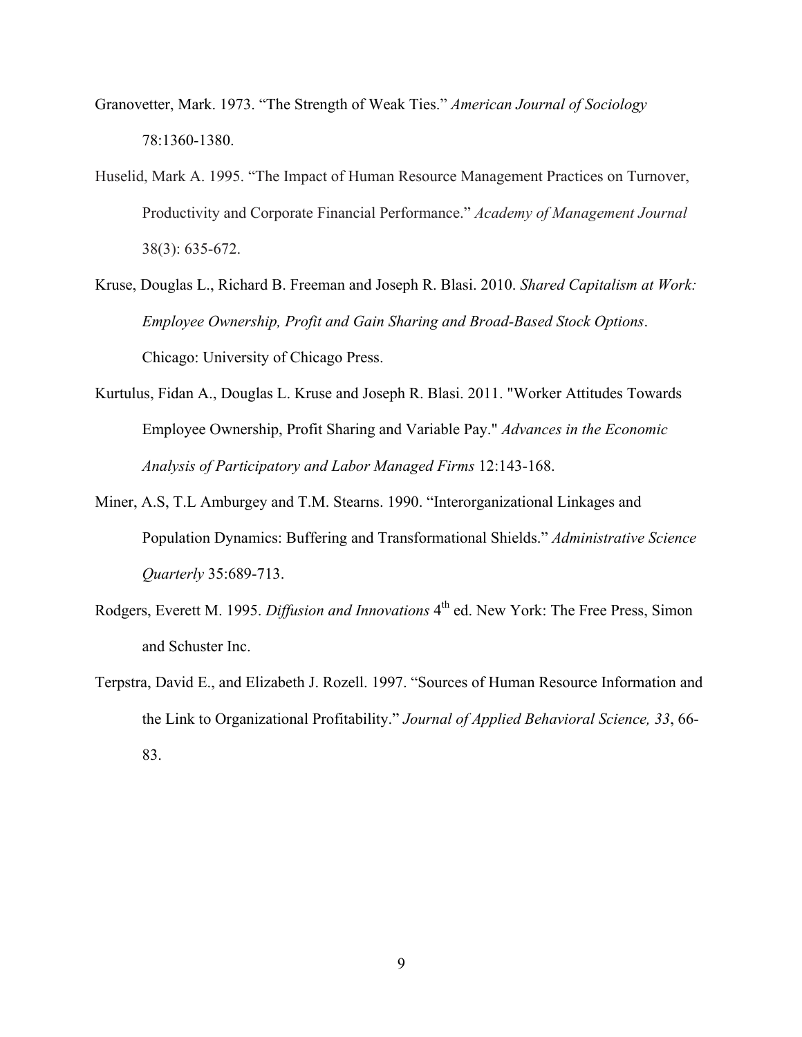Granovetter, Mark. 1973. "The Strength of Weak Ties." *American Journal of Sociology* 78:1360-1380.

Huselid, Mark A. 1995. "The Impact of Human Resource Management Practices on Turnover, Productivity and Corporate Financial Performance." *Academy of Management Journal* 38(3): 635-672.

Kruse, Douglas L., Richard B. Freeman and Joseph R. Blasi. 2010. *Shared Capitalism at Work: Employee Ownership, Profit and Gain Sharing and Broad-Based Stock Options*. Chicago: University of Chicago Press.

Kurtulus, Fidan A., Douglas L. Kruse and Joseph R. Blasi. 2011. "Worker Attitudes Towards Employee Ownership, Profit Sharing and Variable Pay." *Advances in the Economic Analysis of Participatory and Labor Managed Firms* 12:143-168.

Miner, A.S, T.L Amburgey and T.M. Stearns. 1990. "Interorganizational Linkages and Population Dynamics: Buffering and Transformational Shields." *Administrative Science Quarterly* 35:689-713.

Rodgers, Everett M. 1995. *Diffusion and Innovations* 4th ed. New York: The Free Press, Simon and Schuster Inc.

Terpstra, David E., and Elizabeth J. Rozell. 1997. "Sources of Human Resource Information and the Link to Organizational Profitability." *Journal of Applied Behavioral Science, 33*, 66-83.